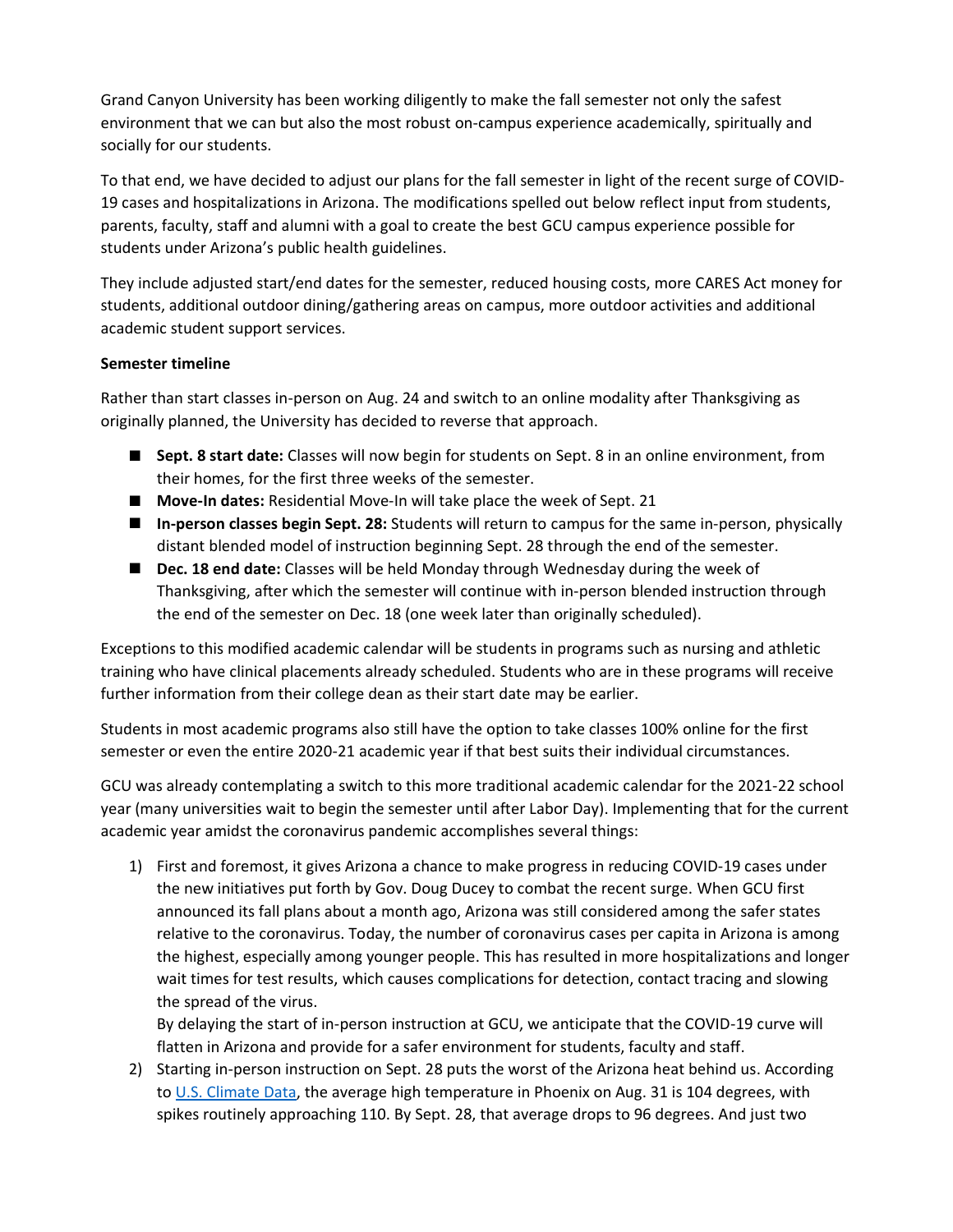Grand Canyon University has been working diligently to make the fall semester not only the safest environment that we can but also the most robust on-campus experience academically, spiritually and socially for our students.

To that end, we have decided to adjust our plans for the fall semester in light of the recent surge of COVID-19 cases and hospitalizations in Arizona. The modifications spelled out below reflect input from students, parents, faculty, staff and alumni with a goal to create the best GCU campus experience possible for students under Arizona's public health guidelines.

They include adjusted start/end dates for the semester, reduced housing costs, more CARES Act money for students, additional outdoor dining/gathering areas on campus, more outdoor activities and additional academic student support services.

**Semester timeline**

Rather than start classes in-person on Aug. 24 and switch to an online modality after Thanksgiving as originally planned, the University has decided to reverse that approach.

- **Sept. 8 start date:** Classes will now begin for students on Sept. 8 in an online environment, from their homes, for the first three weeks of the semester.
- **Move-In dates:** Residential Move-In will take place the week of Sept. 21
- **In-person classes begin Sept. 28:** Students will return to campus for the same in-person, physically distant blended model of instruction beginning Sept. 28 through the end of the semester.
- **Dec. 18 end date:** Classes will be held Monday through Wednesday during the week of Thanksgiving, after which the semester will continue with in-person blended instruction through the end of the semester on Dec. 18 (one week later than originally scheduled).

Exceptions to this modified academic calendar will be students in programs such as nursing and athletic training who have clinical placements already scheduled. Students who are in these programs will receive further information from their college dean as their start date may be earlier.

Students in most academic programs also still have the option to take classes 100% online for the first semester or even the entire 2020-21 academic year if that best suits their individual circumstances.

GCU was already contemplating a switch to this more traditional academic calendar for the 2021-22 school year (many universities wait to begin the semester until after Labor Day). Implementing that for the current academic year amidst the coronavirus pandemic accomplishes several things:

1) First and foremost, it gives Arizona a chance to make progress in reducing COVID-19 cases under the new initiatives put forth by Gov. Doug Ducey to combat the recent surge. When GCU first announced its fall plans about a month ago, Arizona was still considered among the safer states relative to the coronavirus. Today, the number of coronavirus cases per capita in Arizona is among the highest, especially among younger people. This has resulted in more hospitalizations and longer wait times for test results, which causes complications for detection, contact tracing and slowing the spread of the virus.
   By delaying the start of in-person instruction at GCU, we anticipate that the COVID-19 curve will flatten in Arizona and provide for a safer environment for students, faculty and staff.
2) Starting in-person instruction on Sept. 28 puts the worst of the Arizona heat behind us. According to U.S. Climate Data, the average high temperature in Phoenix on Aug. 31 is 104 degrees, with spikes routinely approaching 110. By Sept. 28, that average drops to 96 degrees. And just two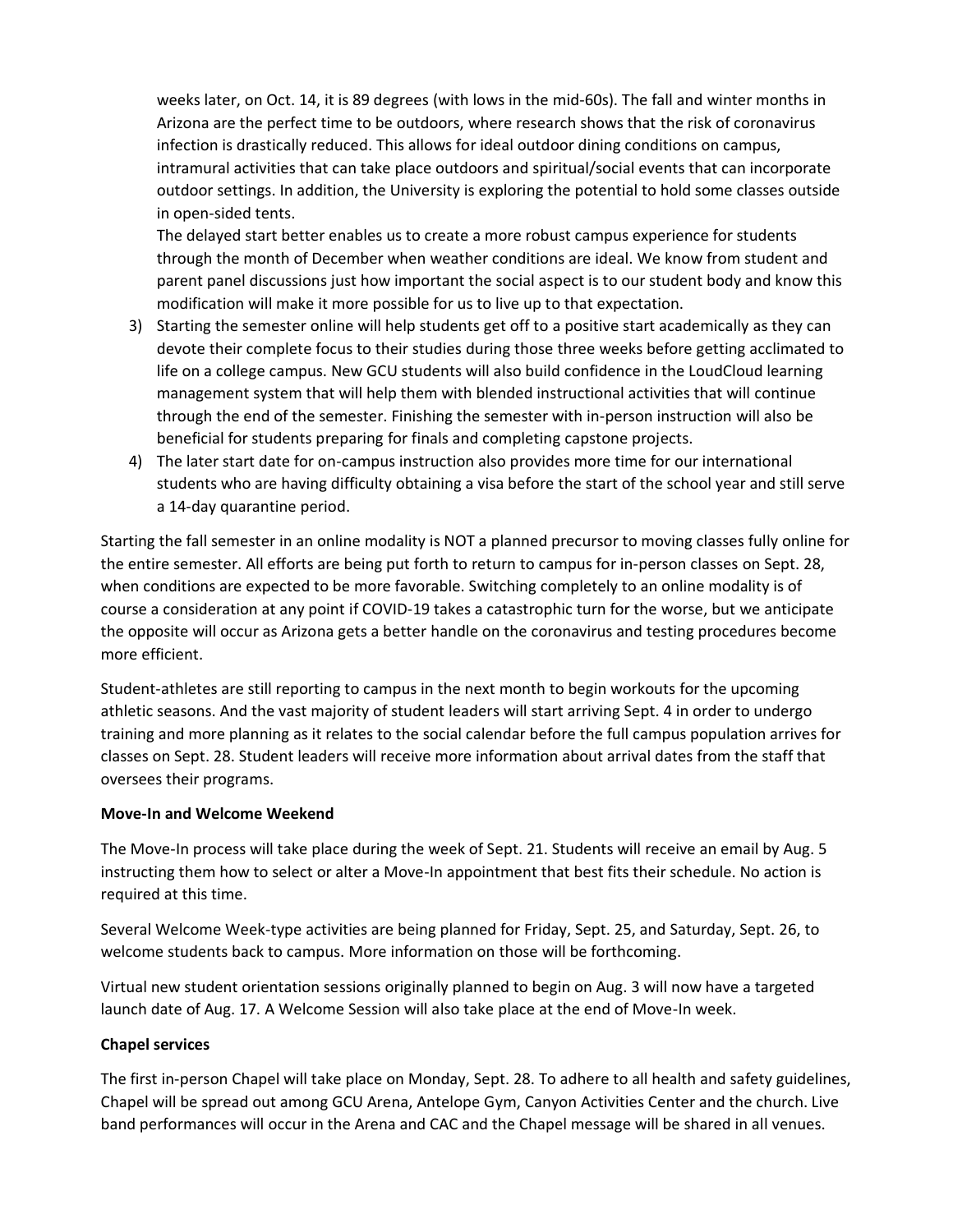weeks later, on Oct. 14, it is 89 degrees (with lows in the mid-60s). The fall and winter months in Arizona are the perfect time to be outdoors, where research shows that the risk of coronavirus infection is drastically reduced. This allows for ideal outdoor dining conditions on campus, intramural activities that can take place outdoors and spiritual/social events that can incorporate outdoor settings. In addition, the University is exploring the potential to hold some classes outside in open-sided tents.

The delayed start better enables us to create a more robust campus experience for students through the month of December when weather conditions are ideal. We know from student and parent panel discussions just how important the social aspect is to our student body and know this modification will make it more possible for us to live up to that expectation.

3) Starting the semester online will help students get off to a positive start academically as they can devote their complete focus to their studies during those three weeks before getting acclimated to life on a college campus. New GCU students will also build confidence in the LoudCloud learning management system that will help them with blended instructional activities that will continue through the end of the semester. Finishing the semester with in-person instruction will also be beneficial for students preparing for finals and completing capstone projects.
4) The later start date for on-campus instruction also provides more time for our international students who are having difficulty obtaining a visa before the start of the school year and still serve a 14-day quarantine period.

Starting the fall semester in an online modality is NOT a planned precursor to moving classes fully online for the entire semester. All efforts are being put forth to return to campus for in-person classes on Sept. 28, when conditions are expected to be more favorable. Switching completely to an online modality is of course a consideration at any point if COVID-19 takes a catastrophic turn for the worse, but we anticipate the opposite will occur as Arizona gets a better handle on the coronavirus and testing procedures become more efficient.

Student-athletes are still reporting to campus in the next month to begin workouts for the upcoming athletic seasons. And the vast majority of student leaders will start arriving Sept. 4 in order to undergo training and more planning as it relates to the social calendar before the full campus population arrives for classes on Sept. 28. Student leaders will receive more information about arrival dates from the staff that oversees their programs.

**Move-In and Welcome Weekend**

The Move-In process will take place during the week of Sept. 21. Students will receive an email by Aug. 5 instructing them how to select or alter a Move-In appointment that best fits their schedule. No action is required at this time.

Several Welcome Week-type activities are being planned for Friday, Sept. 25, and Saturday, Sept. 26, to welcome students back to campus. More information on those will be forthcoming.

Virtual new student orientation sessions originally planned to begin on Aug. 3 will now have a targeted launch date of Aug. 17. A Welcome Session will also take place at the end of Move-In week.

**Chapel services**

The first in-person Chapel will take place on Monday, Sept. 28. To adhere to all health and safety guidelines, Chapel will be spread out among GCU Arena, Antelope Gym, Canyon Activities Center and the church. Live band performances will occur in the Arena and CAC and the Chapel message will be shared in all venues.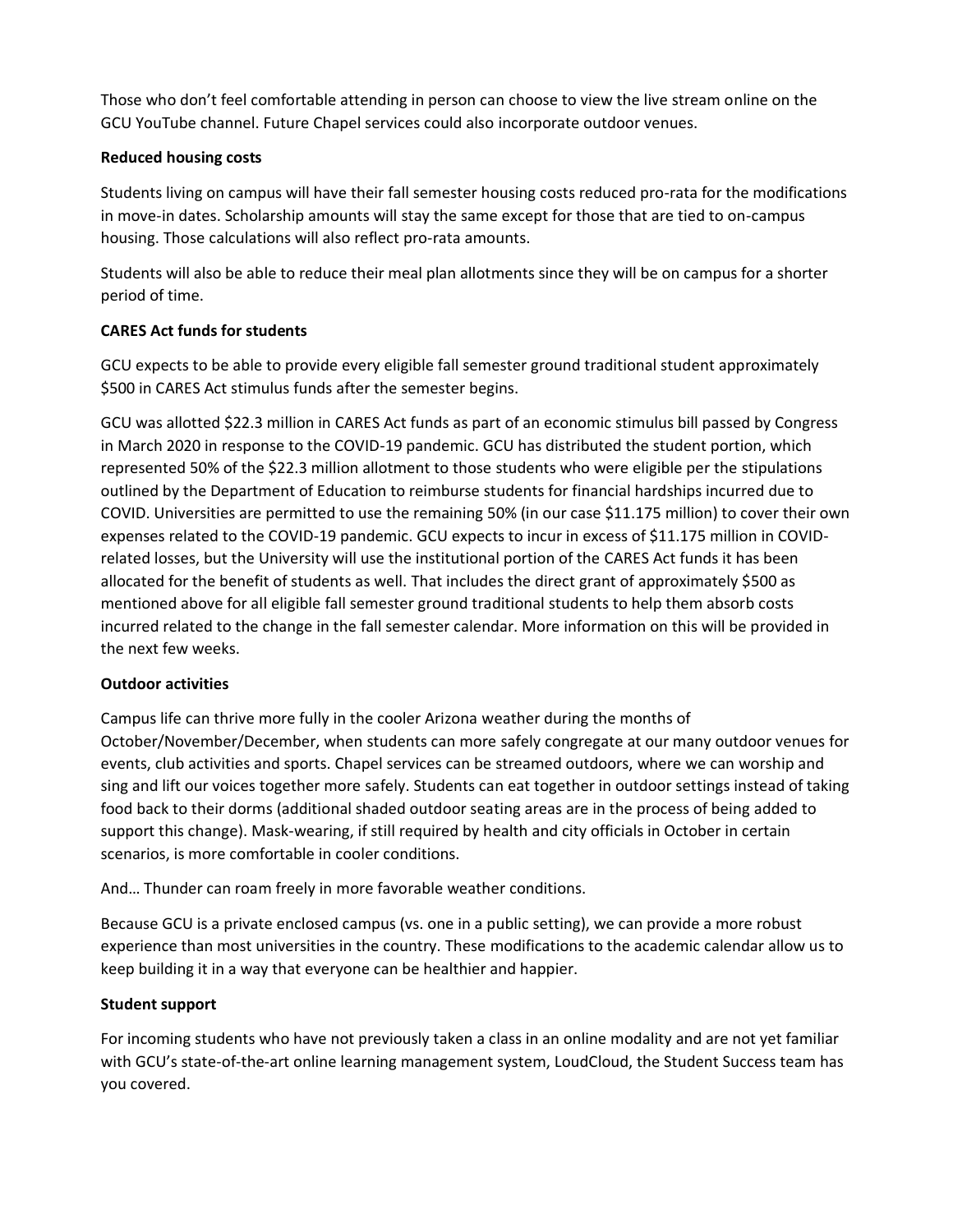Those who don't feel comfortable attending in person can choose to view the live stream online on the GCU YouTube channel. Future Chapel services could also incorporate outdoor venues.

**Reduced housing costs**

Students living on campus will have their fall semester housing costs reduced pro-rata for the modifications in move-in dates. Scholarship amounts will stay the same except for those that are tied to on-campus housing. Those calculations will also reflect pro-rata amounts.

Students will also be able to reduce their meal plan allotments since they will be on campus for a shorter period of time.

**CARES Act funds for students**

GCU expects to be able to provide every eligible fall semester ground traditional student approximately $500 in CARES Act stimulus funds after the semester begins.

GCU was allotted $22.3 million in CARES Act funds as part of an economic stimulus bill passed by Congress in March 2020 in response to the COVID-19 pandemic. GCU has distributed the student portion, which represented 50% of the $22.3 million allotment to those students who were eligible per the stipulations outlined by the Department of Education to reimburse students for financial hardships incurred due to COVID. Universities are permitted to use the remaining 50% (in our case $11.175 million) to cover their own expenses related to the COVID-19 pandemic. GCU expects to incur in excess of $11.175 million in COVID-related losses, but the University will use the institutional portion of the CARES Act funds it has been allocated for the benefit of students as well. That includes the direct grant of approximately $500 as mentioned above for all eligible fall semester ground traditional students to help them absorb costs incurred related to the change in the fall semester calendar. More information on this will be provided in the next few weeks.

**Outdoor activities**

Campus life can thrive more fully in the cooler Arizona weather during the months of October/November/December, when students can more safely congregate at our many outdoor venues for events, club activities and sports. Chapel services can be streamed outdoors, where we can worship and sing and lift our voices together more safely. Students can eat together in outdoor settings instead of taking food back to their dorms (additional shaded outdoor seating areas are in the process of being added to support this change). Mask-wearing, if still required by health and city officials in October in certain scenarios, is more comfortable in cooler conditions.

And… Thunder can roam freely in more favorable weather conditions.

Because GCU is a private enclosed campus (vs. one in a public setting), we can provide a more robust experience than most universities in the country. These modifications to the academic calendar allow us to keep building it in a way that everyone can be healthier and happier.

**Student support**

For incoming students who have not previously taken a class in an online modality and are not yet familiar with GCU's state-of-the-art online learning management system, LoudCloud, the Student Success team has you covered.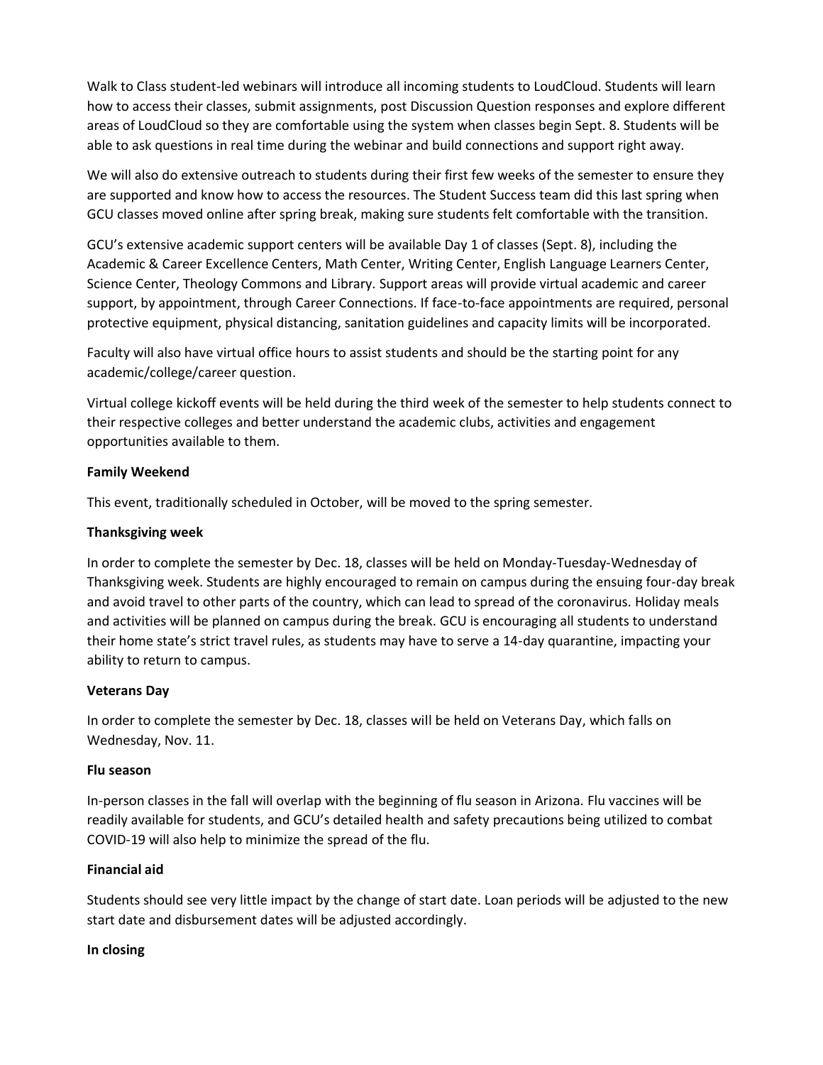Walk to Class student-led webinars will introduce all incoming students to LoudCloud. Students will learn how to access their classes, submit assignments, post Discussion Question responses and explore different areas of LoudCloud so they are comfortable using the system when classes begin Sept. 8. Students will be able to ask questions in real time during the webinar and build connections and support right away.

We will also do extensive outreach to students during their first few weeks of the semester to ensure they are supported and know how to access the resources. The Student Success team did this last spring when GCU classes moved online after spring break, making sure students felt comfortable with the transition.

GCU's extensive academic support centers will be available Day 1 of classes (Sept. 8), including the Academic & Career Excellence Centers, Math Center, Writing Center, English Language Learners Center, Science Center, Theology Commons and Library. Support areas will provide virtual academic and career support, by appointment, through Career Connections. If face-to-face appointments are required, personal protective equipment, physical distancing, sanitation guidelines and capacity limits will be incorporated.

Faculty will also have virtual office hours to assist students and should be the starting point for any academic/college/career question.

Virtual college kickoff events will be held during the third week of the semester to help students connect to their respective colleges and better understand the academic clubs, activities and engagement opportunities available to them.

**Family Weekend**

This event, traditionally scheduled in October, will be moved to the spring semester.

**Thanksgiving week**

In order to complete the semester by Dec. 18, classes will be held on Monday-Tuesday-Wednesday of Thanksgiving week. Students are highly encouraged to remain on campus during the ensuing four-day break and avoid travel to other parts of the country, which can lead to spread of the coronavirus. Holiday meals and activities will be planned on campus during the break. GCU is encouraging all students to understand their home state's strict travel rules, as students may have to serve a 14-day quarantine, impacting your ability to return to campus.

**Veterans Day**

In order to complete the semester by Dec. 18, classes will be held on Veterans Day, which falls on Wednesday, Nov. 11.

**Flu season**

In-person classes in the fall will overlap with the beginning of flu season in Arizona. Flu vaccines will be readily available for students, and GCU's detailed health and safety precautions being utilized to combat COVID-19 will also help to minimize the spread of the flu.

**Financial aid**

Students should see very little impact by the change of start date. Loan periods will be adjusted to the new start date and disbursement dates will be adjusted accordingly.

**In closing**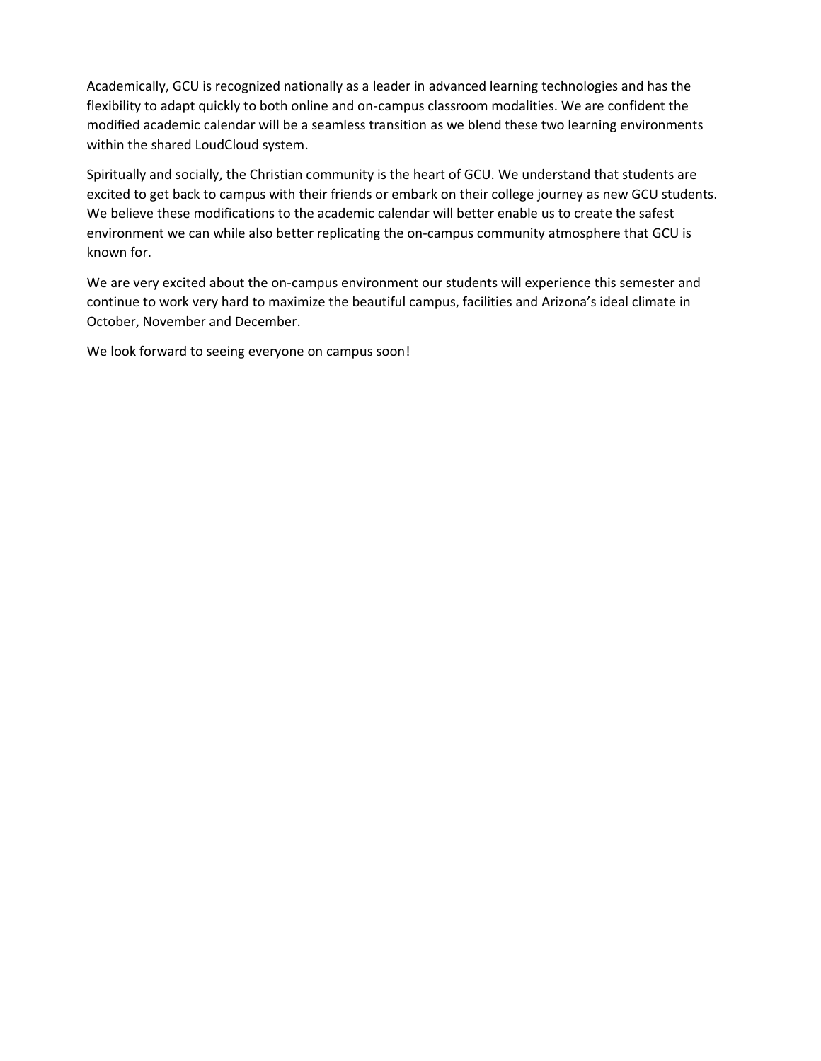Academically, GCU is recognized nationally as a leader in advanced learning technologies and has the flexibility to adapt quickly to both online and on-campus classroom modalities. We are confident the modified academic calendar will be a seamless transition as we blend these two learning environments within the shared LoudCloud system.

Spiritually and socially, the Christian community is the heart of GCU. We understand that students are excited to get back to campus with their friends or embark on their college journey as new GCU students. We believe these modifications to the academic calendar will better enable us to create the safest environment we can while also better replicating the on-campus community atmosphere that GCU is known for.

We are very excited about the on-campus environment our students will experience this semester and continue to work very hard to maximize the beautiful campus, facilities and Arizona's ideal climate in October, November and December.

We look forward to seeing everyone on campus soon!